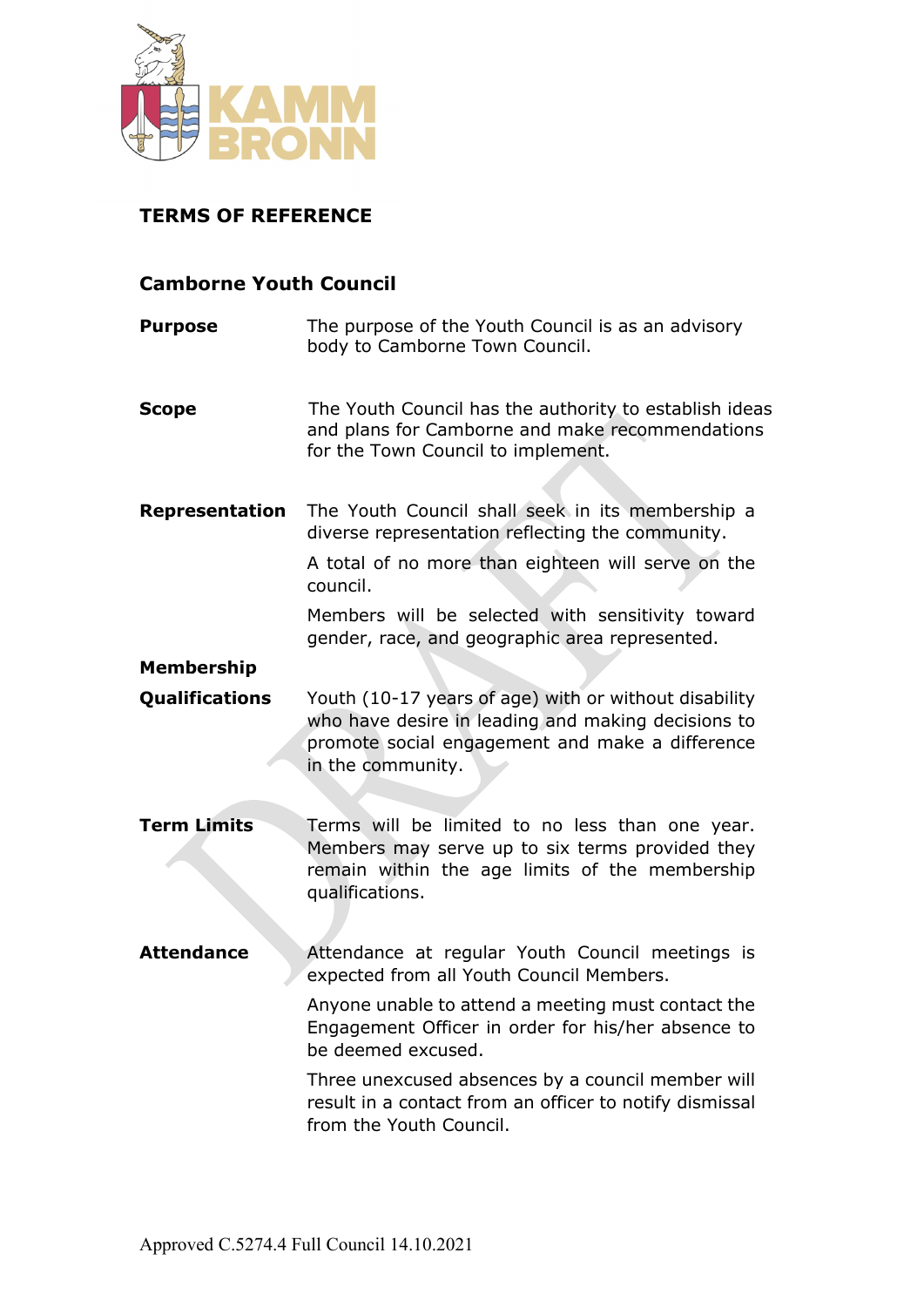KAMM BRONN

## TERMS OF REFERENCE

### Camborne Youth Council

**Purpose**

The purpose of the Youth Council is as an advisory body to Camborne Town Council.

**Scope**

The Youth Council has the authority to establish ideas and plans for Camborne and make recommendations for the Town Council to implement.

**Representation**

The Youth Council shall seek in its membership a diverse representation reflecting the community.

A total of no more than eighteen will serve on the council.

Members will be selected with sensitivity toward gender, race, and geographic area represented.

**Membership**

**Qualifications**

Youth (10-17 years of age) with or without disability who have desire in leading and making decisions to promote social engagement and make a difference in the community.

**Term Limits**

Terms will be limited to no less than one year. Members may serve up to six terms provided they remain within the age limits of the membership qualifications.

**Attendance**

Attendance at regular Youth Council meetings is expected from all Youth Council Members.

Anyone unable to attend a meeting must contact the Engagement Officer in order for his/her absence to be deemed excused.

Three unexcused absences by a council member will result in a contact from an officer to notify dismissal from the Youth Council.

Approved C.5274.4 Full Council 14.10.2021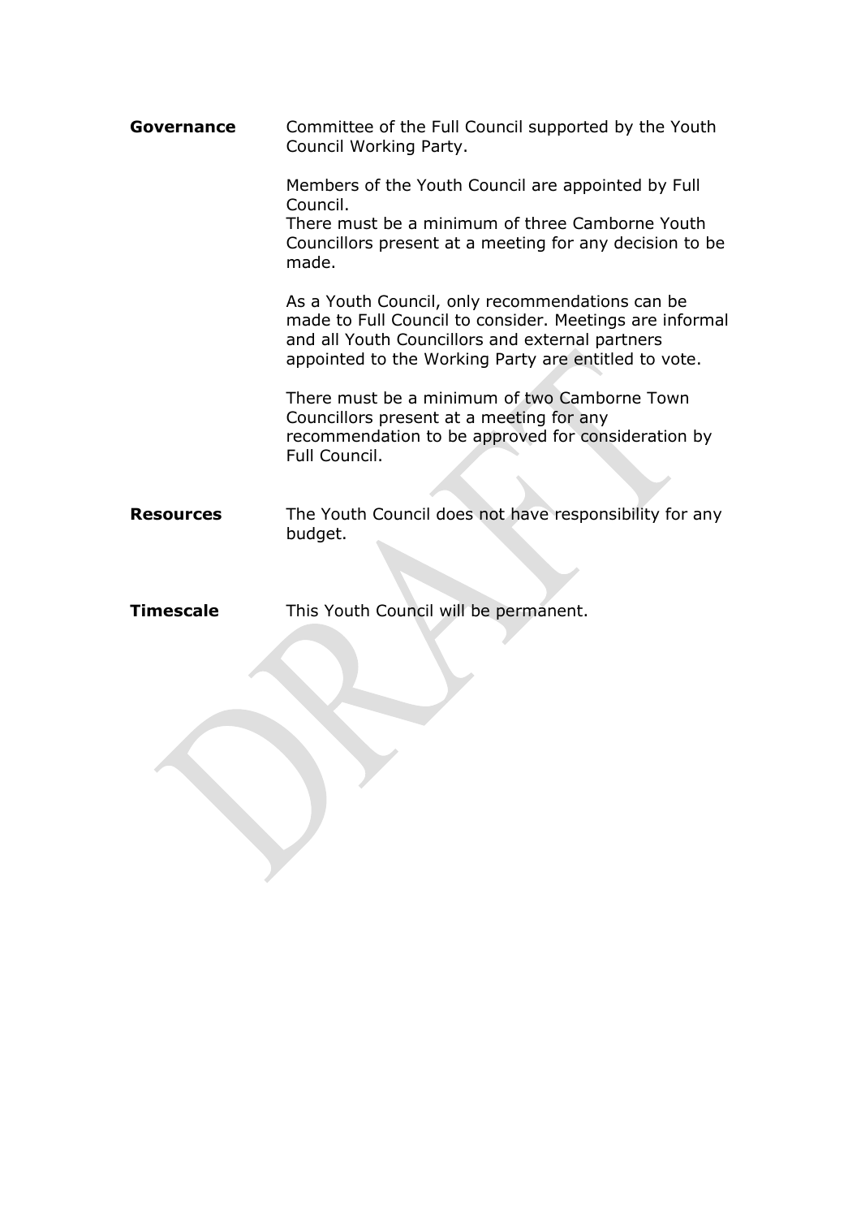**Governance**

Committee of the Full Council supported by the Youth Council Working Party.

Members of the Youth Council are appointed by Full Council.
There must be a minimum of three Camborne Youth Councillors present at a meeting for any decision to be made.

As a Youth Council, only recommendations can be made to Full Council to consider. Meetings are informal and all Youth Councillors and external partners appointed to the Working Party are entitled to vote.

There must be a minimum of two Camborne Town Councillors present at a meeting for any recommendation to be approved for consideration by Full Council.

**Resources**

The Youth Council does not have responsibility for any budget.

**Timescale**

This Youth Council will be permanent.